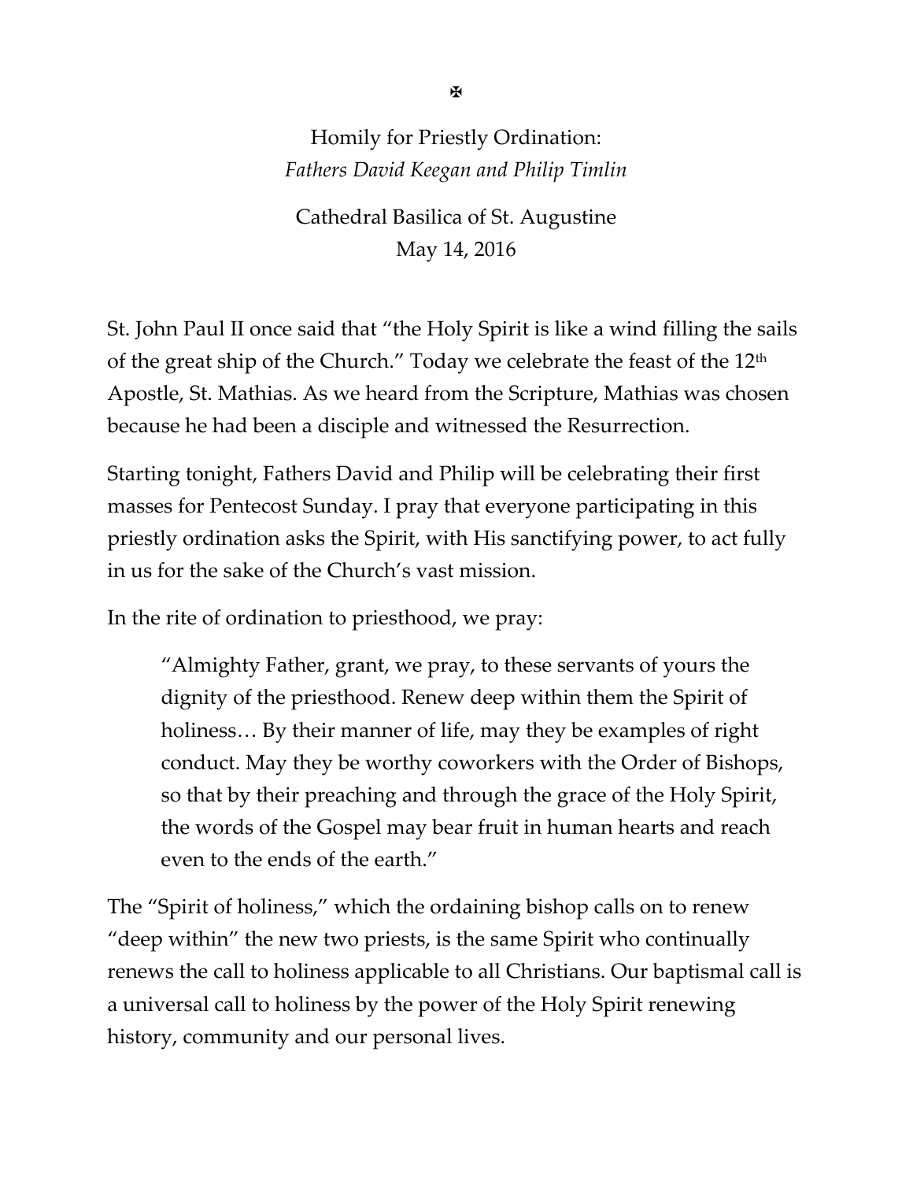✠

# Homily for Priestly Ordination:

*Fathers David Keegan and Philip Timlin*

Cathedral Basilica of St. Augustine
May 14, 2016

St. John Paul II once said that "the Holy Spirit is like a wind filling the sails of the great ship of the Church." Today we celebrate the feast of the 12th Apostle, St. Mathias. As we heard from the Scripture, Mathias was chosen because he had been a disciple and witnessed the Resurrection.

Starting tonight, Fathers David and Philip will be celebrating their first masses for Pentecost Sunday. I pray that everyone participating in this priestly ordination asks the Spirit, with His sanctifying power, to act fully in us for the sake of the Church's vast mission.

In the rite of ordination to priesthood, we pray:

> "Almighty Father, grant, we pray, to these servants of yours the dignity of the priesthood. Renew deep within them the Spirit of holiness… By their manner of life, may they be examples of right conduct. May they be worthy coworkers with the Order of Bishops, so that by their preaching and through the grace of the Holy Spirit, the words of the Gospel may bear fruit in human hearts and reach even to the ends of the earth."

The "Spirit of holiness," which the ordaining bishop calls on to renew "deep within" the new two priests, is the same Spirit who continually renews the call to holiness applicable to all Christians. Our baptismal call is a universal call to holiness by the power of the Holy Spirit renewing history, community and our personal lives.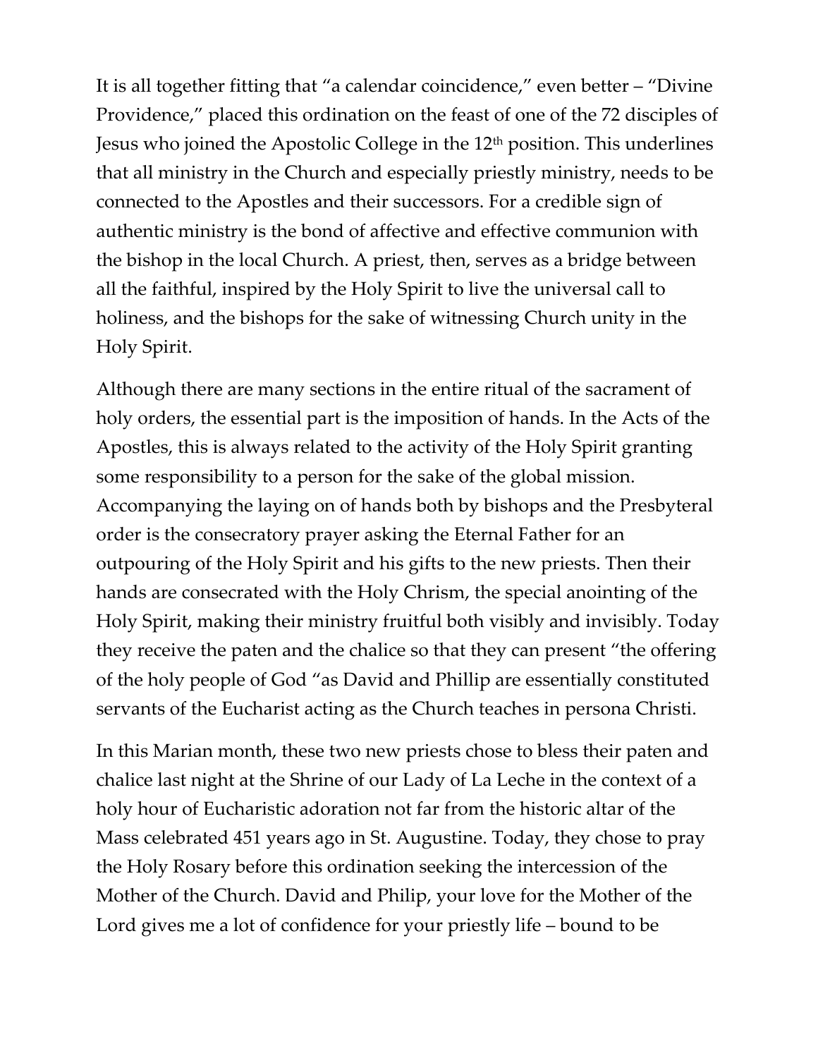It is all together fitting that "a calendar coincidence," even better – "Divine Providence," placed this ordination on the feast of one of the 72 disciples of Jesus who joined the Apostolic College in the 12th position. This underlines that all ministry in the Church and especially priestly ministry, needs to be connected to the Apostles and their successors. For a credible sign of authentic ministry is the bond of affective and effective communion with the bishop in the local Church. A priest, then, serves as a bridge between all the faithful, inspired by the Holy Spirit to live the universal call to holiness, and the bishops for the sake of witnessing Church unity in the Holy Spirit.

Although there are many sections in the entire ritual of the sacrament of holy orders, the essential part is the imposition of hands. In the Acts of the Apostles, this is always related to the activity of the Holy Spirit granting some responsibility to a person for the sake of the global mission. Accompanying the laying on of hands both by bishops and the Presbyteral order is the consecratory prayer asking the Eternal Father for an outpouring of the Holy Spirit and his gifts to the new priests. Then their hands are consecrated with the Holy Chrism, the special anointing of the Holy Spirit, making their ministry fruitful both visibly and invisibly. Today they receive the paten and the chalice so that they can present "the offering of the holy people of God "as David and Phillip are essentially constituted servants of the Eucharist acting as the Church teaches in persona Christi.

In this Marian month, these two new priests chose to bless their paten and chalice last night at the Shrine of our Lady of La Leche in the context of a holy hour of Eucharistic adoration not far from the historic altar of the Mass celebrated 451 years ago in St. Augustine. Today, they chose to pray the Holy Rosary before this ordination seeking the intercession of the Mother of the Church. David and Philip, your love for the Mother of the Lord gives me a lot of confidence for your priestly life – bound to be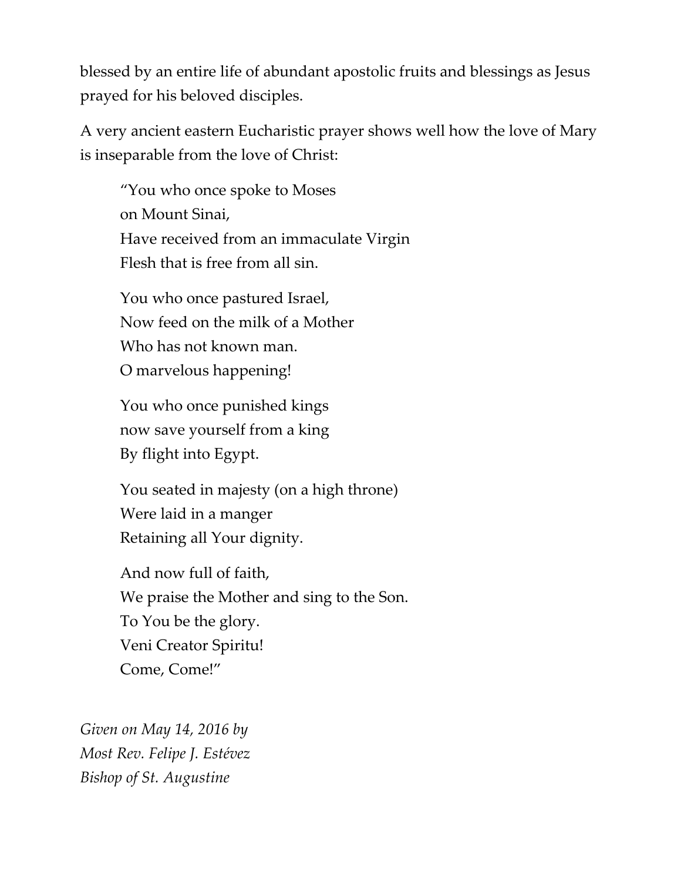blessed by an entire life of abundant apostolic fruits and blessings as Jesus prayed for his beloved disciples.

A very ancient eastern Eucharistic prayer shows well how the love of Mary is inseparable from the love of Christ:

> "You who once spoke to Moses
> on Mount Sinai,
> Have received from an immaculate Virgin
> Flesh that is free from all sin.
>
> You who once pastured Israel,
> Now feed on the milk of a Mother
> Who has not known man.
> O marvelous happening!
>
> You who once punished kings
> now save yourself from a king
> By flight into Egypt.
>
> You seated in majesty (on a high throne)
> Were laid in a manger
> Retaining all Your dignity.
>
> And now full of faith,
> We praise the Mother and sing to the Son.
> To You be the glory.
> Veni Creator Spiritu!
> Come, Come!"

*Given on May 14, 2016 by*
*Most Rev. Felipe J. Estévez*
*Bishop of St. Augustine*